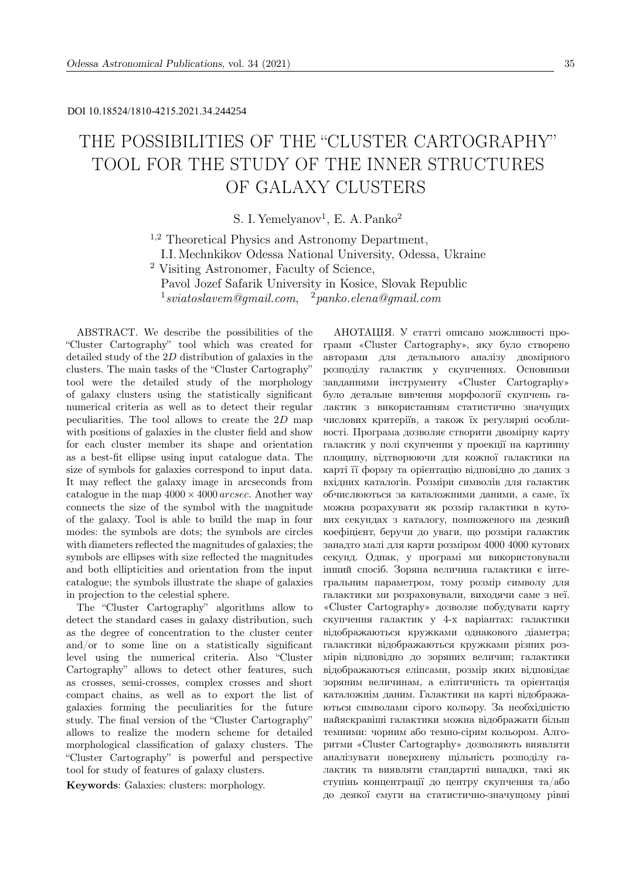DOI 10.18524/1810-4215.2021.34.244254

# THE POSSIBILITIES OF THE "CLUSTER CARTOGRAPHY" TOOL FOR THE STUDY OF THE INNER STRUCTURES OF GALAXY CLUSTERS

S. I. Yemelyanov[1], E. A. Panko[2]

[1,2] Theoretical Physics and Astronomy Department,
I.I. Mechnkikov Odessa National University, Odessa, Ukraine
[2] Visiting Astronomer, Faculty of Science,
Pavol Jozef Safarik University in Kosice, Slovak Republic
[1]*sviatoslavem@gmail.com*, [2]*panko.elena@gmail.com*

ABSTRACT. We describe the possibilities of the "Cluster Cartography" tool which was created for detailed study of the 2*D* distribution of galaxies in the clusters. The main tasks of the "Cluster Cartography" tool were the detailed study of the morphology of galaxy clusters using the statistically significant numerical criteria as well as to detect their regular peculiarities. The tool allows to create the 2*D* map with positions of galaxies in the cluster field and show for each cluster member its shape and orientation as a best-fit ellipse using input catalogue data. The size of symbols for galaxies correspond to input data. It may reflect the galaxy image in arcseconds from catalogue in the map $4000 \times 4000\, arcsec$. Another way connects the size of the symbol with the magnitude of the galaxy. Tool is able to build the map in four modes: the symbols are dots; the symbols are circles with diameters reflected the magnitudes of galaxies; the symbols are ellipses with size reflected the magnitudes and both ellipticities and orientation from the input catalogue; the symbols illustrate the shape of galaxies in projection to the celestial sphere.

The "Cluster Cartography" algorithms allow to detect the standard cases in galaxy distribution, such as the degree of concentration to the cluster center and/or to some line on a statistically significant level using the numerical criteria. Also "Cluster Cartography" allows to detect other features, such as crosses, semi-crosses, complex crosses and short compact chains, as well as to export the list of galaxies forming the peculiarities for the future study. The final version of the "Cluster Cartography" allows to realize the modern scheme for detailed morphological classification of galaxy clusters. The "Cluster Cartography" is powerful and perspective tool for study of features of galaxy clusters.

**Keywords**: Galaxies: clusters: morphology.

АНОТАЦІЯ. У статті описано можливості програми «Cluster Cartography», яку було створено авторами для детального аналізу двомірного розподілу галактик у скупченнях. Основними завданнями інструменту «Cluster Cartography» було детальне вивчення морфології скупчень галактик з використанням статистично значущих числових критеріїв, а також їх регулярні особливості. Програма дозволяє створити двомірну карту галактик у полі скупчення у проекції на картинну площину, відтворюючи для кожної галактики на карті її форму та орієнтацію відповідно до даних з вхідних каталогів. Розміри символів для галактик обчислюються за каталожними даними, а саме, їх можна розрахувати як розмір галактики в кутових секундах з каталогу, помноженого на деякий коефіцієнт, беручи до уваги, що розміри галактик занадто малі для карти розміром 4000 4000 кутових секунд. Однак, у програмі ми використовували інший спосіб. Зоряна величина галактики є інтегральним параметром, тому розмір символу для галактики ми розраховували, виходячи саме з неї. «Cluster Cartography» дозволяє побудувати карту скупчення галактик у 4-х варіантах: галактики відображаються кружками однакового діаметра; галактики відображаються кружками різних розмірів відповідно до зоряних величин; галактики відображаються еліпсами, розмір яких відповідає зоряним величинам, а еліптичність та орієнтація каталожнім даним. Галактики на карті відображаються символами сірого кольору. За необхідністю найяскравіші галактики можна відображати більш темними: чорним або темно-сірим кольором. Алгоритми «Cluster Cartography» дозволяють виявляти аналізувати поверхневу щільність розподілу галактик та виявляти стандартні випадки, такі як ступінь концентрації до центру скупчення та/або до деякої смуги на статистично-значущому рівні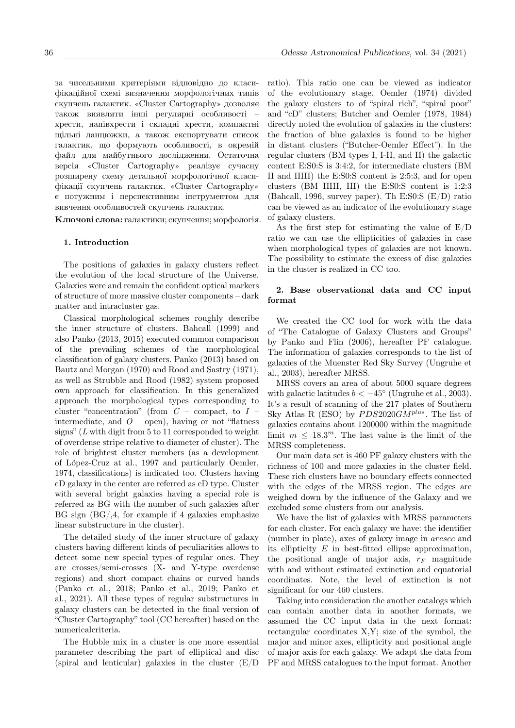за чисельними критеріями відповідно до класифікаційної схемі визначення морфологічних типів скупчень галактик. «Cluster Cartography» дозволяє також виявляти інші регулярні особливості – хрести, напівхрести і складні хрести, компактні щільні ланцюжки, а також експортувати список галактик, що формують особливості, в окремий файл для майбутнього дослідження. Остаточна версія «Cluster Cartography» реалізує сучасну розширену схему детальної морфологічної класифікації скупчень галактик. «Cluster Cartography» є потужним і перспективним інструментом для вивчення особливостей скупчень галактик.

**Ключові слова:** галактики; скупчення; морфологія.

### 1. Introduction

The positions of galaxies in galaxy clusters reflect the evolution of the local structure of the Universe. Galaxies were and remain the confident optical markers of structure of more massive cluster components – dark matter and intracluster gas.

Classical morphological schemes roughly describe the inner structure of clusters. Bahcall (1999) and also Panko (2013, 2015) executed common comparison of the prevailing schemes of the morphological classification of galaxy clusters. Panko (2013) based on Bautz and Morgan (1970) and Rood and Sastry (1971), as well as Strubble and Rood (1982) system proposed own approach for classification. In this generalized approach the morphological types corresponding to cluster "concentration" (from $C$ – compact, to $I$ – intermediate, and $O$ – open), having or not "flatness signs" ($L$ with digit from 5 to 11 corresponded to weight of overdense stripe relative to diameter of cluster). The role of brightest cluster members (as a development of López-Cruz at al., 1997 and particularly Oemler, 1974, classifications) is indicated too. Clusters having cD galaxy in the center are referred as cD type. Cluster with several bright galaxies having a special role is referred as BG with the number of such galaxies after BG sign (BG/,4, for example if 4 galaxies emphasize linear substructure in the cluster).

The detailed study of the inner structure of galaxy clusters having different kinds of peculiarities allows to detect some new special types of regular ones. They are crosses/semi-crosses (X- and Y-type overdense regions) and short compact chains or curved bands (Panko et al., 2018; Panko et al., 2019; Panko et al., 2021). All these types of regular substructures in galaxy clusters can be detected in the final version of "Cluster Cartography" tool (CC hereafter) based on the numericalcriteria.

The Hubble mix in a cluster is one more essential parameter describing the part of elliptical and disc (spiral and lenticular) galaxies in the cluster (E/D ratio). This ratio one can be viewed as indicator of the evolutionary stage. Oemler (1974) divided the galaxy clusters to of "spiral rich", "spiral poor" and "cD" clusters; Butcher and Oemler (1978, 1984) directly noted the evolution of galaxies in the clusters: the fraction of blue galaxies is found to be higher in distant clusters ("Butcher-Oemler Effect"). In the regular clusters (BM types I, I-II, and II) the galactic content E:S0:S is 3:4:2, for intermediate clusters (BM II and IIIII) the E:S0:S content is 2:5:3, and for open clusters (BM IIIII, III) the E:S0:S content is 1:2:3 (Bahcall, 1996, survey paper). Th E:S0:S (E/D) ratio can be viewed as an indicator of the evolutionary stage of galaxy clusters.

As the first step for estimating the value of E/D ratio we can use the ellipticities of galaxies in case when morphological types of galaxies are not known. The possibility to estimate the excess of disc galaxies in the cluster is realized in CC too.

### 2. Base observational data and CC input format

We created the CC tool for work with the data of "The Catalogue of Galaxy Clusters and Groups" by Panko and Flin (2006), hereafter PF catalogue. The information of galaxies corresponds to the list of galaxies of the Muenster Red Sky Survey (Ungruhe et al., 2003), hereafter MRSS.

MRSS covers an area of about 5000 square degrees with galactic latitudes $b < -45°$ (Ungruhe et al., 2003). It's a result of scanning of the 217 plates of Southern Sky Atlas R (ESO) by $PDS2020GM^{plus}$. The list of galaxies contains about 1200000 within the magnitude limit $m \leq 18.3^m$. The last value is the limit of the MRSS completeness.

Our main data set is 460 PF galaxy clusters with the richness of 100 and more galaxies in the cluster field. These rich clusters have no boundary effects connected with the edges of the MRSS region. The edges are weighed down by the influence of the Galaxy and we excluded some clusters from our analysis.

We have the list of galaxies with MRSS parameters for each cluster. For each galaxy we have: the identifier (number in plate), axes of galaxy image in *arcsec* and its ellipticity $E$ in best-fitted ellipse approximation, the positional angle of major axis, $r_F$ magnitude with and without estimated extinction and equatorial coordinates. Note, the level of extinction is not significant for our 460 clusters.

Taking into consideration the another catalogs which can contain another data in another formats, we assumed the CC input data in the next format: rectangular coordinates X,Y; size of the symbol, the major and minor axes, ellipticity and positional angle of major axis for each galaxy. We adapt the data from PF and MRSS catalogues to the input format. Another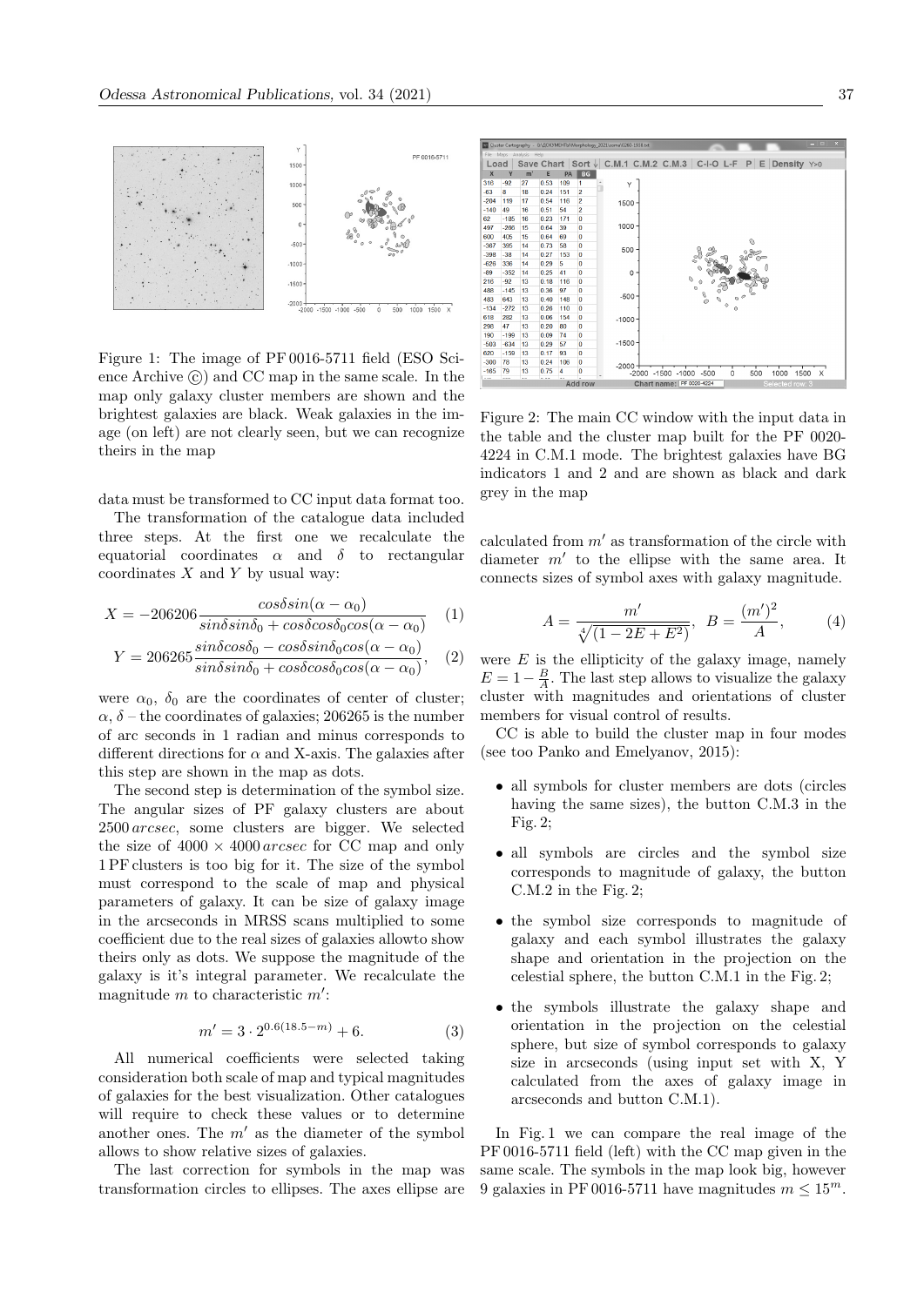Figure 1: The image of PF 0016-5711 field (ESO Science Archive ©) and CC map in the same scale. In the map only galaxy cluster members are shown and the brightest galaxies are black. Weak galaxies in the image (on left) are not clearly seen, but we can recognize theirs in the map

data must be transformed to CC input data format too.

The transformation of the catalogue data included three steps. At the first one we recalculate the equatorial coordinates $\alpha$ and $\delta$ to rectangular coordinates $X$ and $Y$ by usual way:

$$X = -206206 \frac{cos\delta sin(\alpha - \alpha_0)}{sin\delta sin\delta_0 + cos\delta cos\delta_0 cos(\alpha - \alpha_0)} \quad (1)$$

$$Y = 206265 \frac{sin\delta cos\delta_0 - cos\delta sin\delta_0 cos(\alpha - \alpha_0)}{sin\delta sin\delta_0 + cos\delta cos\delta_0 cos(\alpha - \alpha_0)}, \quad (2)$$

were $\alpha_0$, $\delta_0$ are the coordinates of center of cluster; $\alpha$, $\delta$ – the coordinates of galaxies; 206265 is the number of arc seconds in 1 radian and minus corresponds to different directions for $\alpha$ and X-axis. The galaxies after this step are shown in the map as dots.

The second step is determination of the symbol size. The angular sizes of PF galaxy clusters are about 2500 *arcsec*, some clusters are bigger. We selected the size of $4000 \times 4000$ *arcsec* for CC map and only 1 PF clusters is too big for it. The size of the symbol must correspond to the scale of map and physical parameters of galaxy. It can be size of galaxy image in the arcseconds in MRSS scans multiplied to some coefficient due to the real sizes of galaxies allowto show theirs only as dots. We suppose the magnitude of the galaxy is it's integral parameter. We recalculate the magnitude $m$ to characteristic $m'$:

$$m' = 3 \cdot 2^{0.6(18.5-m)} + 6. \quad (3)$$

All numerical coefficients were selected taking consideration both scale of map and typical magnitudes of galaxies for the best visualization. Other catalogues will require to check these values or to determine another ones. The $m'$ as the diameter of the symbol allows to show relative sizes of galaxies.

The last correction for symbols in the map was transformation circles to ellipses. The axes ellipse are calculated from $m'$ as transformation of the circle with diameter $m'$ to the ellipse with the same area. It connects sizes of symbol axes with galaxy magnitude.

Figure 2: The main CC window with the input data in the table and the cluster map built for the PF 0020-4224 in C.M.1 mode. The brightest galaxies have BG indicators 1 and 2 and are shown as black and dark grey in the map

$$A = \frac{m'}{\sqrt[4]{(1 - 2E + E^2)}}, \quad B = \frac{(m')^2}{A}, \quad (4)$$

were $E$ is the ellipticity of the galaxy image, namely $E = 1 - \frac{B}{A}$. The last step allows to visualize the galaxy cluster with magnitudes and orientations of cluster members for visual control of results.

CC is able to build the cluster map in four modes (see too Panko and Emelyanov, 2015):

- all symbols for cluster members are dots (circles having the same sizes), the button C.M.3 in the Fig. 2;
- all symbols are circles and the symbol size corresponds to magnitude of galaxy, the button C.M.2 in the Fig. 2;
- the symbol size corresponds to magnitude of galaxy and each symbol illustrates the galaxy shape and orientation in the projection on the celestial sphere, the button C.M.1 in the Fig. 2;
- the symbols illustrate the galaxy shape and orientation in the projection on the celestial sphere, but size of symbol corresponds to galaxy size in arcseconds (using input set with X, Y calculated from the axes of galaxy image in arcseconds and button C.M.1).

In Fig. 1 we can compare the real image of the PF 0016-5711 field (left) with the CC map given in the same scale. The symbols in the map look big, however 9 galaxies in PF 0016-5711 have magnitudes $m \leq 15^m$.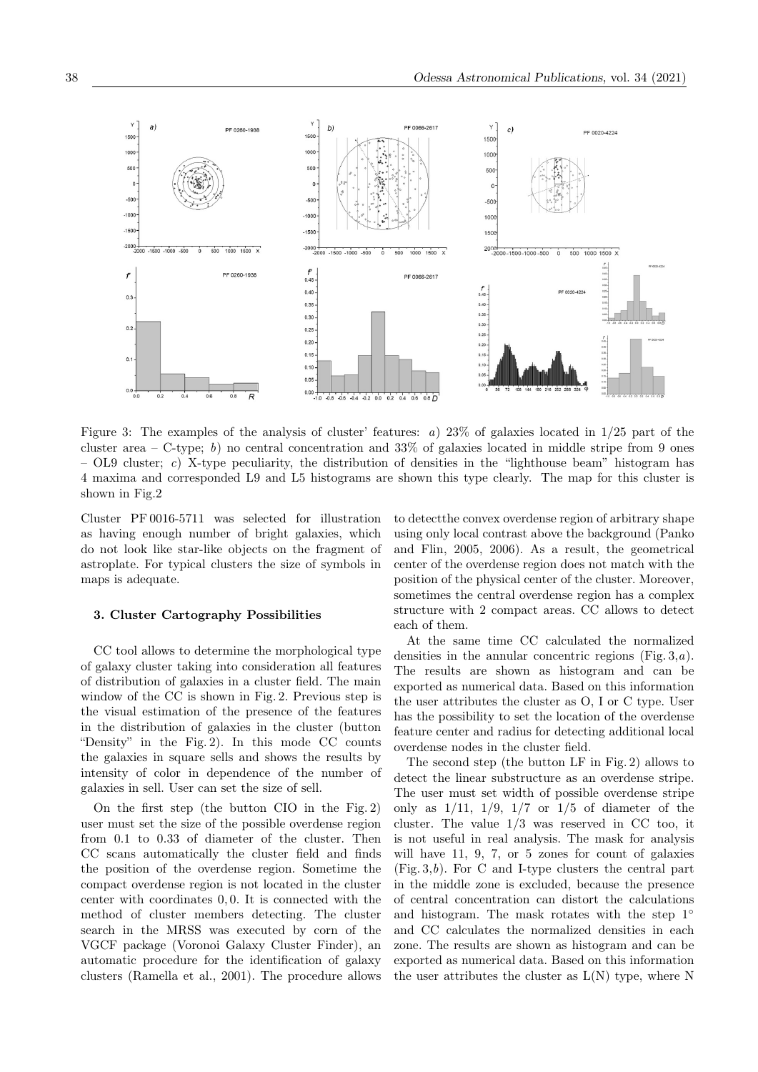Figure 3: The examples of the analysis of cluster' features: *a*) 23% of galaxies located in 1/25 part of the cluster area – C-type; *b*) no central concentration and 33% of galaxies located in middle stripe from 9 ones – OL9 cluster; *c*) X-type peculiarity, the distribution of densities in the "lighthouse beam" histogram has 4 maxima and corresponded L9 and L5 histograms are shown this type clearly. The map for this cluster is shown in Fig.2

Cluster PF 0016-5711 was selected for illustration as having enough number of bright galaxies, which do not look like star-like objects on the fragment of astroplate. For typical clusters the size of symbols in maps is adequate.

### 3. Cluster Cartography Possibilities

CC tool allows to determine the morphological type of galaxy cluster taking into consideration all features of distribution of galaxies in a cluster field. The main window of the CC is shown in Fig. 2. Previous step is the visual estimation of the presence of the features in the distribution of galaxies in the cluster (button "Density" in the Fig. 2). In this mode CC counts the galaxies in square sells and shows the results by intensity of color in dependence of the number of galaxies in sell. User can set the size of sell.

On the first step (the button CIO in the Fig. 2) user must set the size of the possible overdense region from 0.1 to 0.33 of diameter of the cluster. Then CC scans automatically the cluster field and finds the position of the overdense region. Sometime the compact overdense region is not located in the cluster center with coordinates 0, 0. It is connected with the method of cluster members detecting. The cluster search in the MRSS was executed by corn of the VGCF package (Voronoi Galaxy Cluster Finder), an automatic procedure for the identification of galaxy clusters (Ramella et al., 2001). The procedure allows to detectthe convex overdense region of arbitrary shape using only local contrast above the background (Panko and Flin, 2005, 2006). As a result, the geometrical center of the overdense region does not match with the position of the physical center of the cluster. Moreover, sometimes the central overdense region has a complex structure with 2 compact areas. CC allows to detect each of them.

At the same time CC calculated the normalized densities in the annular concentric regions (Fig. 3,*a*). The results are shown as histogram and can be exported as numerical data. Based on this information the user attributes the cluster as O, I or C type. User has the possibility to set the location of the overdense feature center and radius for detecting additional local overdense nodes in the cluster field.

The second step (the button LF in Fig. 2) allows to detect the linear substructure as an overdense stripe. The user must set width of possible overdense stripe only as 1/11, 1/9, 1/7 or 1/5 of diameter of the cluster. The value 1/3 was reserved in CC too, it is not useful in real analysis. The mask for analysis will have 11, 9, 7, or 5 zones for count of galaxies (Fig. 3,*b*). For C and I-type clusters the central part in the middle zone is excluded, because the presence of central concentration can distort the calculations and histogram. The mask rotates with the step 1° and CC calculates the normalized densities in each zone. The results are shown as histogram and can be exported as numerical data. Based on this information the user attributes the cluster as L(N) type, where N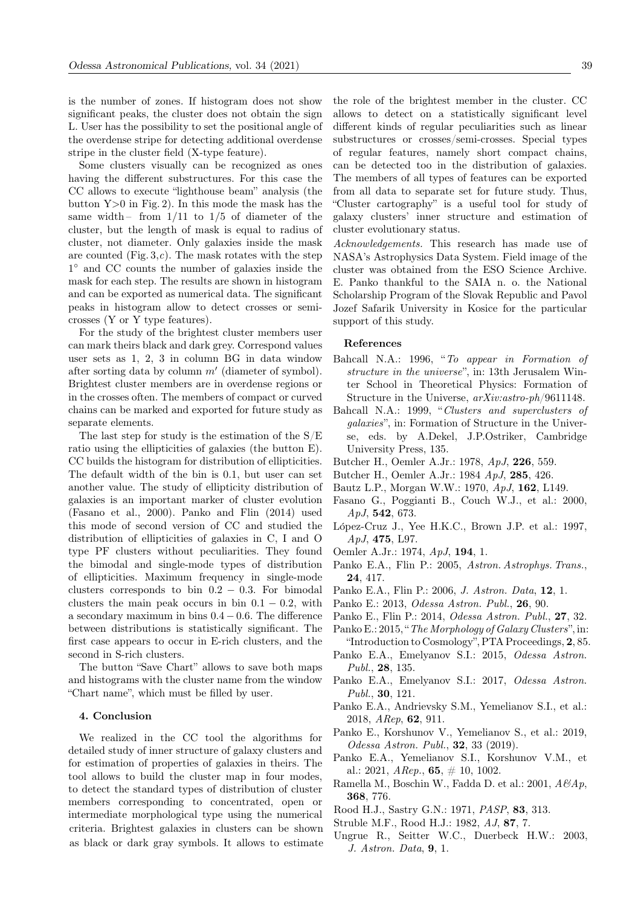is the number of zones. If histogram does not show significant peaks, the cluster does not obtain the sign L. User has the possibility to set the positional angle of the overdense stripe for detecting additional overdense stripe in the cluster field (X-type feature).

Some clusters visually can be recognized as ones having the different substructures. For this case the CC allows to execute "lighthouse beam" analysis (the button Y>0 in Fig. 2). In this mode the mask has the same width – from 1/11 to 1/5 of diameter of the cluster, but the length of mask is equal to radius of cluster, not diameter. Only galaxies inside the mask are counted (Fig. 3, *c*). The mask rotates with the step $1^{\circ}$ and CC counts the number of galaxies inside the mask for each step. The results are shown in histogram and can be exported as numerical data. The significant peaks in histogram allow to detect crosses or semi-crosses (Y or Y type features).

For the study of the brightest cluster members user can mark theirs black and dark grey. Correspond values user sets as 1, 2, 3 in column BG in data window after sorting data by column $m'$ (diameter of symbol). Brightest cluster members are in overdense regions or in the crosses often. The members of compact or curved chains can be marked and exported for future study as separate elements.

The last step for study is the estimation of the S/E ratio using the ellipticities of galaxies (the button E). CC builds the histogram for distribution of ellipticities. The default width of the bin is 0.1, but user can set another value. The study of ellipticity distribution of galaxies is an important marker of cluster evolution (Fasano et al., 2000). Panko and Flin (2014) used this mode of second version of CC and studied the distribution of ellipticities of galaxies in C, I and O type PF clusters without peculiarities. They found the bimodal and single-mode types of distribution of ellipticities. Maximum frequency in single-mode clusters corresponds to bin $0.2 - 0.3$. For bimodal clusters the main peak occurs in bin $0.1 - 0.2$, with a secondary maximum in bins $0.4 - 0.6$. The difference between distributions is statistically significant. The first case appears to occur in E-rich clusters, and the second in S-rich clusters.

The button "Save Chart" allows to save both maps and histograms with the cluster name from the window "Chart name", which must be filled by user.

## 4. Conclusion

We realized in the CC tool the algorithms for detailed study of inner structure of galaxy clusters and for estimation of properties of galaxies in theirs. The tool allows to build the cluster map in four modes, to detect the standard types of distribution of cluster members corresponding to concentrated, open or intermediate morphological type using the numerical criteria. Brightest galaxies in clusters can be shown as black or dark gray symbols. It allows to estimate the role of the brightest member in the cluster. CC allows to detect on a statistically significant level different kinds of regular peculiarities such as linear substructures or crosses/semi-crosses. Special types of regular features, namely short compact chains, can be detected too in the distribution of galaxies. The members of all types of features can be exported from all data to separate set for future study. Thus, "Cluster cartography" is a useful tool for study of galaxy clusters' inner structure and estimation of cluster evolutionary status.

*Acknowledgements.* This research has made use of NASA's Astrophysics Data System. Field image of the cluster was obtained from the ESO Science Archive. E. Panko thankful to the SAIA n. o. the National Scholarship Program of the Slovak Republic and Pavol Jozef Safarik University in Kosice for the particular support of this study.

### References

Bahcall N.A.: 1996, "*To appear in Formation of structure in the universe*", in: 13th Jerusalem Winter School in Theoretical Physics: Formation of Structure in the Universe, *arXiv:astro-ph*/9611148.

Bahcall N.A.: 1999, "*Clusters and superclusters of galaxies*", in: Formation of Structure in the Universe, eds. by A.Dekel, J.P.Ostriker, Cambridge University Press, 135.

Butcher H., Oemler A.Jr.: 1978, *ApJ*, **226**, 559.

Butcher H., Oemler A.Jr.: 1984 *ApJ*, **285**, 426.

Bautz L.P., Morgan W.W.: 1970, *ApJ*, **162**, L149.

Fasano G., Poggianti B., Couch W.J., et al.: 2000, *ApJ*, **542**, 673.

López-Cruz J., Yee H.K.C., Brown J.P. et al.: 1997, *ApJ*, **475**, L97.

Oemler A.Jr.: 1974, *ApJ*, **194**, 1.

Panko E.A., Flin P.: 2005, *Astron. Astrophys. Trans.*, **24**, 417.

Panko E.A., Flin P.: 2006, *J. Astron. Data*, **12**, 1.

Panko E.: 2013, *Odessa Astron. Publ.*, **26**, 90.

Panko E., Flin P.: 2014, *Odessa Astron. Publ.*, **27**, 32.

Panko E.: 2015, "*The Morphology of Galaxy Clusters*", in: "Introduction to Cosmology", PTA Proceedings, **2**, 85.

Panko E.A., Emelyanov S.I.: 2015, *Odessa Astron. Publ.*, **28**, 135.

Panko E.A., Emelyanov S.I.: 2017, *Odessa Astron. Publ.*, **30**, 121.

Panko E.A., Andrievsky S.M., Yemelianov S.I., et al.: 2018, *ARep*, **62**, 911.

Panko E., Korshunov V., Yemelianov S., et al.: 2019, *Odessa Astron. Publ.*, **32**, 33 (2019).

Panko E.A., Yemelianov S.I., Korshunov V.M., et al.: 2021, *ARep.*, **65**, # 10, 1002.

Ramella M., Boschin W., Fadda D. et al.: 2001, *A&Ap*, **368**, 776.

Rood H.J., Sastry G.N.: 1971, *PASP*, **83**, 313.

Struble M.F., Rood H.J.: 1982, *AJ*, **87**, 7.

Ungrue R., Seitter W.C., Duerbeck H.W.: 2003, *J. Astron. Data*, **9**, 1.